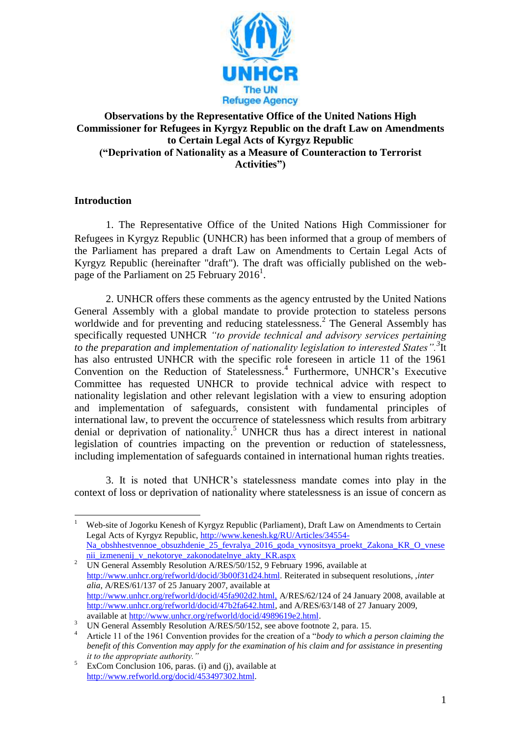UNHCR
The UN Refugee Agency

# Observations by the Representative Office of the United Nations High Commissioner for Refugees in Kyrgyz Republic on the draft Law on Amendments to Certain Legal Acts of Kyrgyz Republic ("Deprivation of Nationality as a Measure of Counteraction to Terrorist Activities")

## Introduction

1. The Representative Office of the United Nations High Commissioner for Refugees in Kyrgyz Republic (UNHCR) has been informed that a group of members of the Parliament has prepared a draft Law on Amendments to Certain Legal Acts of Kyrgyz Republic (hereinafter "draft"). The draft was officially published on the web-page of the Parliament on 25 February 2016[1].

2. UNHCR offers these comments as the agency entrusted by the United Nations General Assembly with a global mandate to provide protection to stateless persons worldwide and for preventing and reducing statelessness.[2] The General Assembly has specifically requested UNHCR *"to provide technical and advisory services pertaining to the preparation and implementation of nationality legislation to interested States"*.[3]It has also entrusted UNHCR with the specific role foreseen in article 11 of the 1961 Convention on the Reduction of Statelessness.[4] Furthermore, UNHCR's Executive Committee has requested UNHCR to provide technical advice with respect to nationality legislation and other relevant legislation with a view to ensuring adoption and implementation of safeguards, consistent with fundamental principles of international law, to prevent the occurrence of statelessness which results from arbitrary denial or deprivation of nationality.[5] UNHCR thus has a direct interest in national legislation of countries impacting on the prevention or reduction of statelessness, including implementation of safeguards contained in international human rights treaties.

3. It is noted that UNHCR's statelessness mandate comes into play in the context of loss or deprivation of nationality where statelessness is an issue of concern as

---

[1] Web-site of Jogorku Kenesh of Kyrgyz Republic (Parliament), Draft Law on Amendments to Certain Legal Acts of Kyrgyz Republic, http://www.kenesh.kg/RU/Articles/34554-Na_obshhestvennoe_obsuzhdenie_25_fevralya_2016_goda_vynositsya_proekt_Zakona_KR_O_vnesenii_izmenenij_v_nekotorye_zakonodatelnye_akty_KR.aspx

[2] UN General Assembly Resolution A/RES/50/152, 9 February 1996, available at http://www.unhcr.org/refworld/docid/3b00f31d24.html. Reiterated in subsequent resolutions, ,*inter alia*, A/RES/61/137 of 25 January 2007, available at http://www.unhcr.org/refworld/docid/45fa902d2.html, A/RES/62/124 of 24 January 2008, available at http://www.unhcr.org/refworld/docid/47b2fa642.html, and A/RES/63/148 of 27 January 2009, available at http://www.unhcr.org/refworld/docid/4989619e2.html.

[3] UN General Assembly Resolution A/RES/50/152, see above footnote 2, para. 15.

[4] Article 11 of the 1961 Convention provides for the creation of a "*body to which a person claiming the benefit of this Convention may apply for the examination of his claim and for assistance in presenting it to the appropriate authority."*

[5] ExCom Conclusion 106, paras. (i) and (j), available at http://www.refworld.org/docid/453497302.html.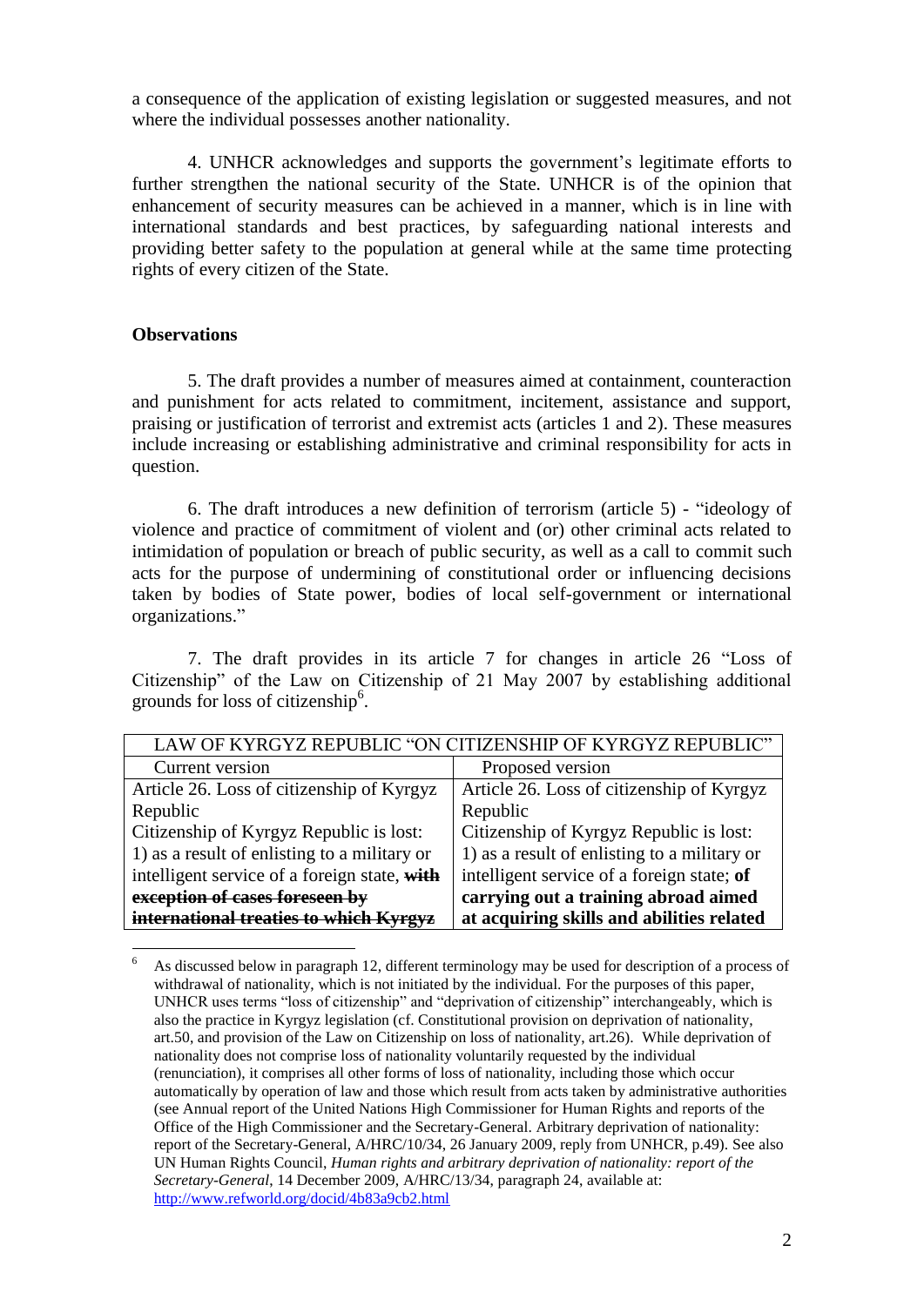a consequence of the application of existing legislation or suggested measures, and not where the individual possesses another nationality.

4. UNHCR acknowledges and supports the government's legitimate efforts to further strengthen the national security of the State. UNHCR is of the opinion that enhancement of security measures can be achieved in a manner, which is in line with international standards and best practices, by safeguarding national interests and providing better safety to the population at general while at the same time protecting rights of every citizen of the State.

**Observations**

5. The draft provides a number of measures aimed at containment, counteraction and punishment for acts related to commitment, incitement, assistance and support, praising or justification of terrorist and extremist acts (articles 1 and 2). These measures include increasing or establishing administrative and criminal responsibility for acts in question.

6. The draft introduces a new definition of terrorism (article 5) - "ideology of violence and practice of commitment of violent and (or) other criminal acts related to intimidation of population or breach of public security, as well as a call to commit such acts for the purpose of undermining of constitutional order or influencing decisions taken by bodies of State power, bodies of local self-government or international organizations."

7. The draft provides in its article 7 for changes in article 26 "Loss of Citizenship" of the Law on Citizenship of 21 May 2007 by establishing additional grounds for loss of citizenship[6].

| LAW OF KYRGYZ REPUBLIC "ON CITIZENSHIP OF KYRGYZ REPUBLIC" | |
|---|---|
| Current version | Proposed version |
| Article 26. Loss of citizenship of Kyrgyz Republic<br>Citizenship of Kyrgyz Republic is lost:<br>1) as a result of enlisting to a military or intelligent service of a foreign state, ~~**with exception of cases foreseen by international treaties to which Kyrgyz**~~ | Article 26. Loss of citizenship of Kyrgyz Republic<br>Citizenship of Kyrgyz Republic is lost:<br>1) as a result of enlisting to a military or intelligent service of a foreign state; **of carrying out a training abroad aimed at acquiring skills and abilities related** |

[6] As discussed below in paragraph 12, different terminology may be used for description of a process of withdrawal of nationality, which is not initiated by the individual. For the purposes of this paper, UNHCR uses terms "loss of citizenship" and "deprivation of citizenship" interchangeably, which is also the practice in Kyrgyz legislation (cf. Constitutional provision on deprivation of nationality, art.50, and provision of the Law on Citizenship on loss of nationality, art.26). While deprivation of nationality does not comprise loss of nationality voluntarily requested by the individual (renunciation), it comprises all other forms of loss of nationality, including those which occur automatically by operation of law and those which result from acts taken by administrative authorities (see Annual report of the United Nations High Commissioner for Human Rights and reports of the Office of the High Commissioner and the Secretary-General. Arbitrary deprivation of nationality: report of the Secretary-General, A/HRC/10/34, 26 January 2009, reply from UNHCR, p.49). See also UN Human Rights Council, *Human rights and arbitrary deprivation of nationality: report of the Secretary-General*, 14 December 2009, A/HRC/13/34, paragraph 24, available at: http://www.refworld.org/docid/4b83a9cb2.html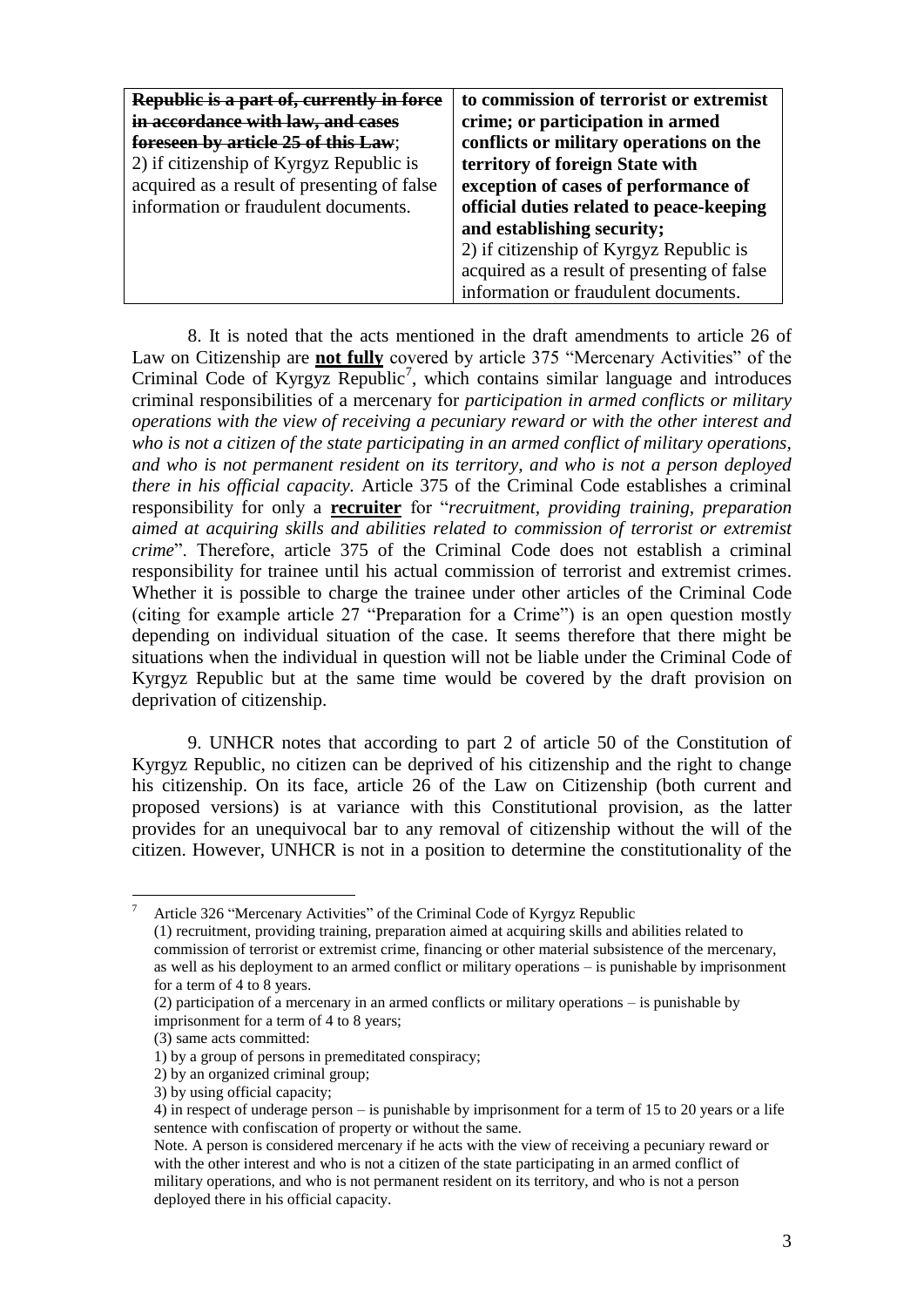| | |
|---|---|
| ~~**Republic is a part of, currently in force in accordance with law, and cases foreseen by article 25 of this Law**~~;<br>2) if citizenship of Kyrgyz Republic is acquired as a result of presenting of false information or fraudulent documents. | **to commission of terrorist or extremist crime; or participation in armed conflicts or military operations on the territory of foreign State with exception of cases of performance of official duties related to peace-keeping and establishing security;**<br>2) if citizenship of Kyrgyz Republic is acquired as a result of presenting of false information or fraudulent documents. |

8. It is noted that the acts mentioned in the draft amendments to article 26 of Law on Citizenship are **<u>not fully</u>** covered by article 375 "Mercenary Activities" of the Criminal Code of Kyrgyz Republic[7], which contains similar language and introduces criminal responsibilities of a mercenary for *participation in armed conflicts or military operations with the view of receiving a pecuniary reward or with the other interest and who is not a citizen of the state participating in an armed conflict of military operations, and who is not permanent resident on its territory, and who is not a person deployed there in his official capacity.* Article 375 of the Criminal Code establishes a criminal responsibility for only a **<u>recruiter</u>** for "*recruitment, providing training, preparation aimed at acquiring skills and abilities related to commission of terrorist or extremist crime*". Therefore, article 375 of the Criminal Code does not establish a criminal responsibility for trainee until his actual commission of terrorist and extremist crimes. Whether it is possible to charge the trainee under other articles of the Criminal Code (citing for example article 27 "Preparation for a Crime") is an open question mostly depending on individual situation of the case. It seems therefore that there might be situations when the individual in question will not be liable under the Criminal Code of Kyrgyz Republic but at the same time would be covered by the draft provision on deprivation of citizenship.

9. UNHCR notes that according to part 2 of article 50 of the Constitution of Kyrgyz Republic, no citizen can be deprived of his citizenship and the right to change his citizenship. On its face, article 26 of the Law on Citizenship (both current and proposed versions) is at variance with this Constitutional provision, as the latter provides for an unequivocal bar to any removal of citizenship without the will of the citizen. However, UNHCR is not in a position to determine the constitutionality of the

---

[7] Article 326 "Mercenary Activities" of the Criminal Code of Kyrgyz Republic
(1) recruitment, providing training, preparation aimed at acquiring skills and abilities related to commission of terrorist or extremist crime, financing or other material subsistence of the mercenary, as well as his deployment to an armed conflict or military operations – is punishable by imprisonment for a term of 4 to 8 years.
(2) participation of a mercenary in an armed conflicts or military operations – is punishable by imprisonment for a term of 4 to 8 years;
(3) same acts committed:
1) by a group of persons in premeditated conspiracy;
2) by an organized criminal group;
3) by using official capacity;
4) in respect of underage person – is punishable by imprisonment for a term of 15 to 20 years or a life sentence with confiscation of property or without the same.
Note. A person is considered mercenary if he acts with the view of receiving a pecuniary reward or with the other interest and who is not a citizen of the state participating in an armed conflict of military operations, and who is not permanent resident on its territory, and who is not a person deployed there in his official capacity.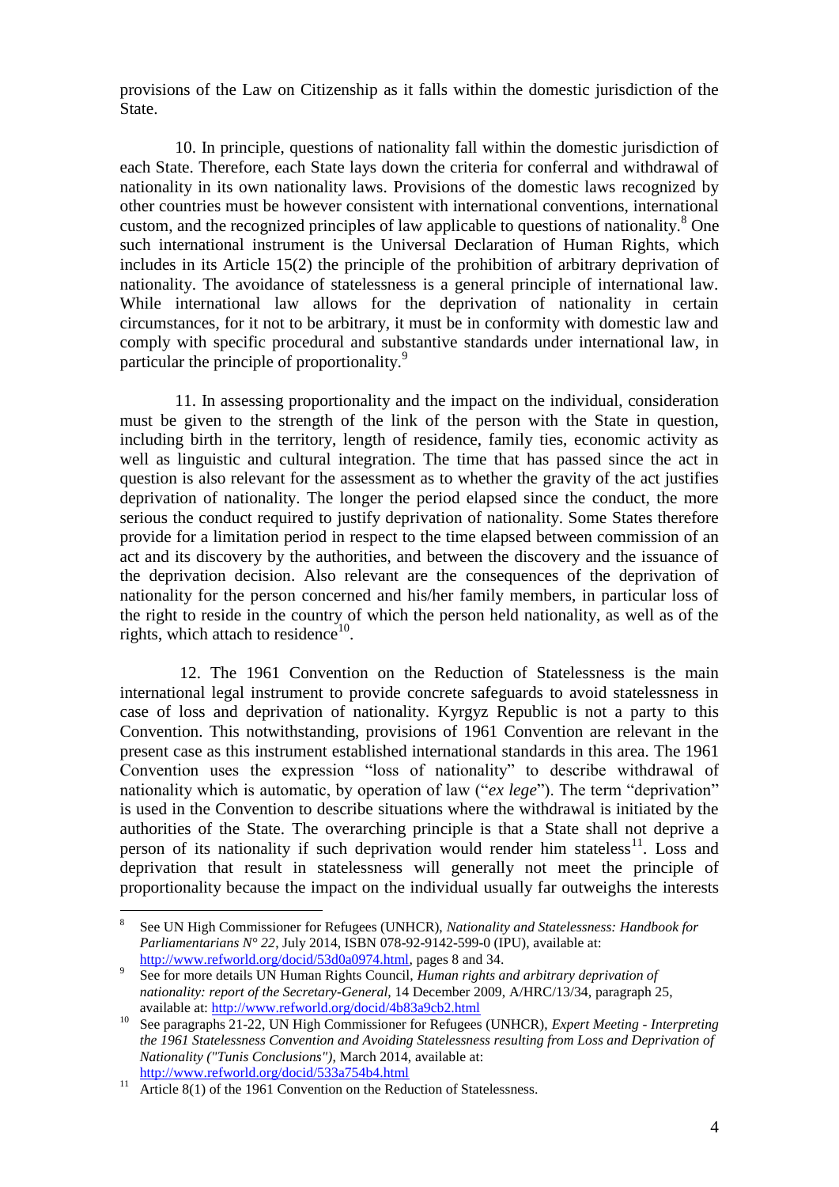provisions of the Law on Citizenship as it falls within the domestic jurisdiction of the State.

10. In principle, questions of nationality fall within the domestic jurisdiction of each State. Therefore, each State lays down the criteria for conferral and withdrawal of nationality in its own nationality laws. Provisions of the domestic laws recognized by other countries must be however consistent with international conventions, international custom, and the recognized principles of law applicable to questions of nationality.[8] One such international instrument is the Universal Declaration of Human Rights, which includes in its Article 15(2) the principle of the prohibition of arbitrary deprivation of nationality. The avoidance of statelessness is a general principle of international law. While international law allows for the deprivation of nationality in certain circumstances, for it not to be arbitrary, it must be in conformity with domestic law and comply with specific procedural and substantive standards under international law, in particular the principle of proportionality.[9]

11. In assessing proportionality and the impact on the individual, consideration must be given to the strength of the link of the person with the State in question, including birth in the territory, length of residence, family ties, economic activity as well as linguistic and cultural integration. The time that has passed since the act in question is also relevant for the assessment as to whether the gravity of the act justifies deprivation of nationality. The longer the period elapsed since the conduct, the more serious the conduct required to justify deprivation of nationality. Some States therefore provide for a limitation period in respect to the time elapsed between commission of an act and its discovery by the authorities, and between the discovery and the issuance of the deprivation decision. Also relevant are the consequences of the deprivation of nationality for the person concerned and his/her family members, in particular loss of the right to reside in the country of which the person held nationality, as well as of the rights, which attach to residence[10].

12. The 1961 Convention on the Reduction of Statelessness is the main international legal instrument to provide concrete safeguards to avoid statelessness in case of loss and deprivation of nationality. Kyrgyz Republic is not a party to this Convention. This notwithstanding, provisions of 1961 Convention are relevant in the present case as this instrument established international standards in this area. The 1961 Convention uses the expression "loss of nationality" to describe withdrawal of nationality which is automatic, by operation of law ("*ex lege*"). The term "deprivation" is used in the Convention to describe situations where the withdrawal is initiated by the authorities of the State. The overarching principle is that a State shall not deprive a person of its nationality if such deprivation would render him stateless[11]. Loss and deprivation that result in statelessness will generally not meet the principle of proportionality because the impact on the individual usually far outweighs the interests

---

[8] See UN High Commissioner for Refugees (UNHCR), *Nationality and Statelessness: Handbook for Parliamentarians N° 22*, July 2014, ISBN 078-92-9142-599-0 (IPU), available at: http://www.refworld.org/docid/53d0a0974.html, pages 8 and 34.

[9] See for more details UN Human Rights Council, *Human rights and arbitrary deprivation of nationality: report of the Secretary-General*, 14 December 2009, A/HRC/13/34, paragraph 25, available at: http://www.refworld.org/docid/4b83a9cb2.html

[10] See paragraphs 21-22, UN High Commissioner for Refugees (UNHCR), *Expert Meeting - Interpreting the 1961 Statelessness Convention and Avoiding Statelessness resulting from Loss and Deprivation of Nationality ("Tunis Conclusions")*, March 2014, available at: http://www.refworld.org/docid/533a754b4.html

[11] Article 8(1) of the 1961 Convention on the Reduction of Statelessness.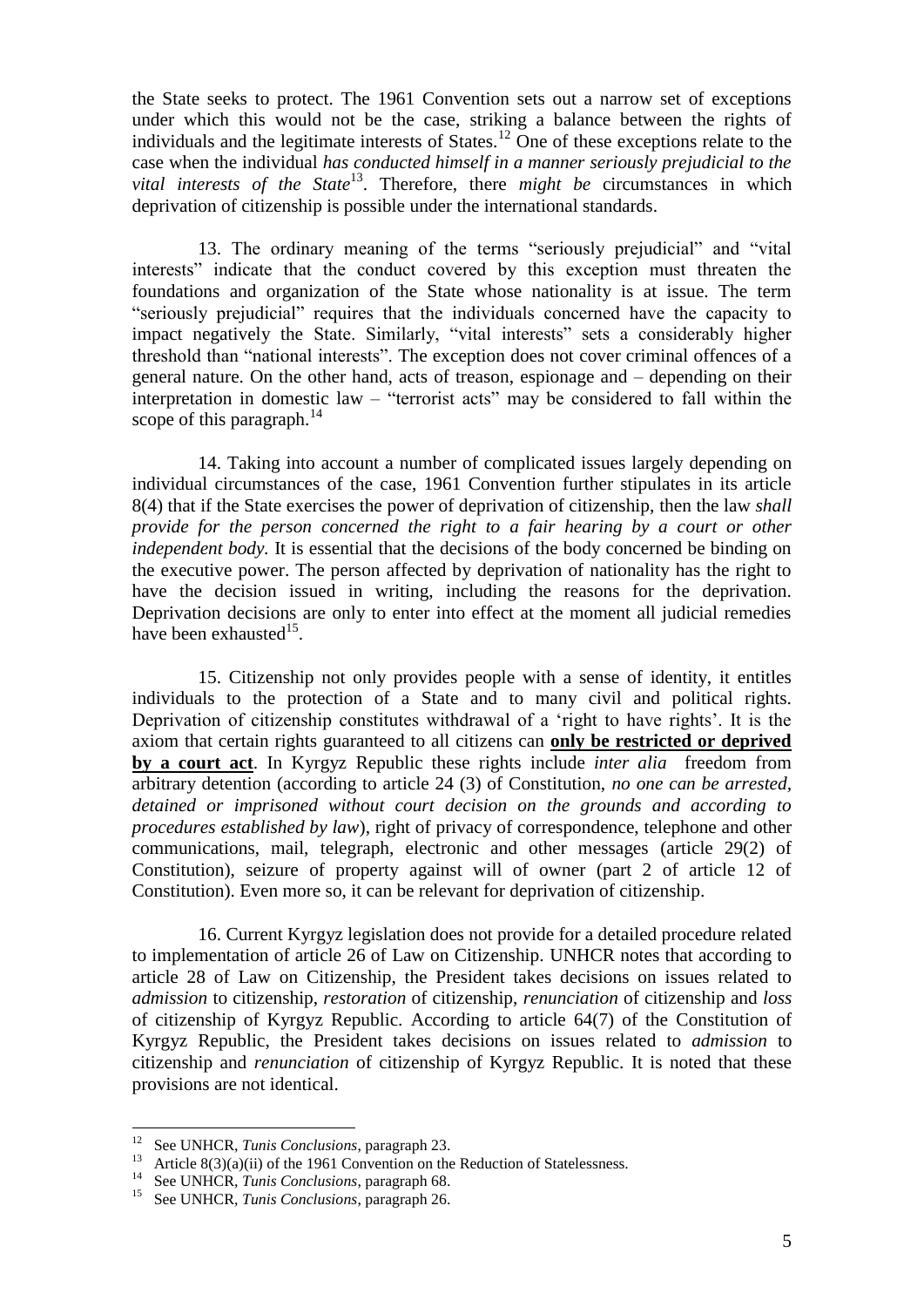the State seeks to protect. The 1961 Convention sets out a narrow set of exceptions under which this would not be the case, striking a balance between the rights of individuals and the legitimate interests of States.[12] One of these exceptions relate to the case when the individual *has conducted himself in a manner seriously prejudicial to the vital interests of the State*[13]. Therefore, there *might be* circumstances in which deprivation of citizenship is possible under the international standards.

13. The ordinary meaning of the terms "seriously prejudicial" and "vital interests" indicate that the conduct covered by this exception must threaten the foundations and organization of the State whose nationality is at issue. The term "seriously prejudicial" requires that the individuals concerned have the capacity to impact negatively the State. Similarly, "vital interests" sets a considerably higher threshold than "national interests". The exception does not cover criminal offences of a general nature. On the other hand, acts of treason, espionage and – depending on their interpretation in domestic law – "terrorist acts" may be considered to fall within the scope of this paragraph.[14]

14. Taking into account a number of complicated issues largely depending on individual circumstances of the case, 1961 Convention further stipulates in its article 8(4) that if the State exercises the power of deprivation of citizenship, then the law *shall provide for the person concerned the right to a fair hearing by a court or other independent body.* It is essential that the decisions of the body concerned be binding on the executive power. The person affected by deprivation of nationality has the right to have the decision issued in writing, including the reasons for the deprivation. Deprivation decisions are only to enter into effect at the moment all judicial remedies have been exhausted[15].

15. Citizenship not only provides people with a sense of identity, it entitles individuals to the protection of a State and to many civil and political rights. Deprivation of citizenship constitutes withdrawal of a 'right to have rights'. It is the axiom that certain rights guaranteed to all citizens can **only be restricted or deprived by a court act**. In Kyrgyz Republic these rights include *inter alia* freedom from arbitrary detention (according to article 24 (3) of Constitution, *no one can be arrested, detained or imprisoned without court decision on the grounds and according to procedures established by law*), right of privacy of correspondence, telephone and other communications, mail, telegraph, electronic and other messages (article 29(2) of Constitution), seizure of property against will of owner (part 2 of article 12 of Constitution). Even more so, it can be relevant for deprivation of citizenship.

16. Current Kyrgyz legislation does not provide for a detailed procedure related to implementation of article 26 of Law on Citizenship. UNHCR notes that according to article 28 of Law on Citizenship, the President takes decisions on issues related to *admission* to citizenship, *restoration* of citizenship, *renunciation* of citizenship and *loss* of citizenship of Kyrgyz Republic. According to article 64(7) of the Constitution of Kyrgyz Republic, the President takes decisions on issues related to *admission* to citizenship and *renunciation* of citizenship of Kyrgyz Republic. It is noted that these provisions are not identical.

---

[12] See UNHCR, *Tunis Conclusions*, paragraph 23.

[13] Article 8(3)(a)(ii) of the 1961 Convention on the Reduction of Statelessness.

[14] See UNHCR, *Tunis Conclusions*, paragraph 68.

[15] See UNHCR, *Tunis Conclusions*, paragraph 26.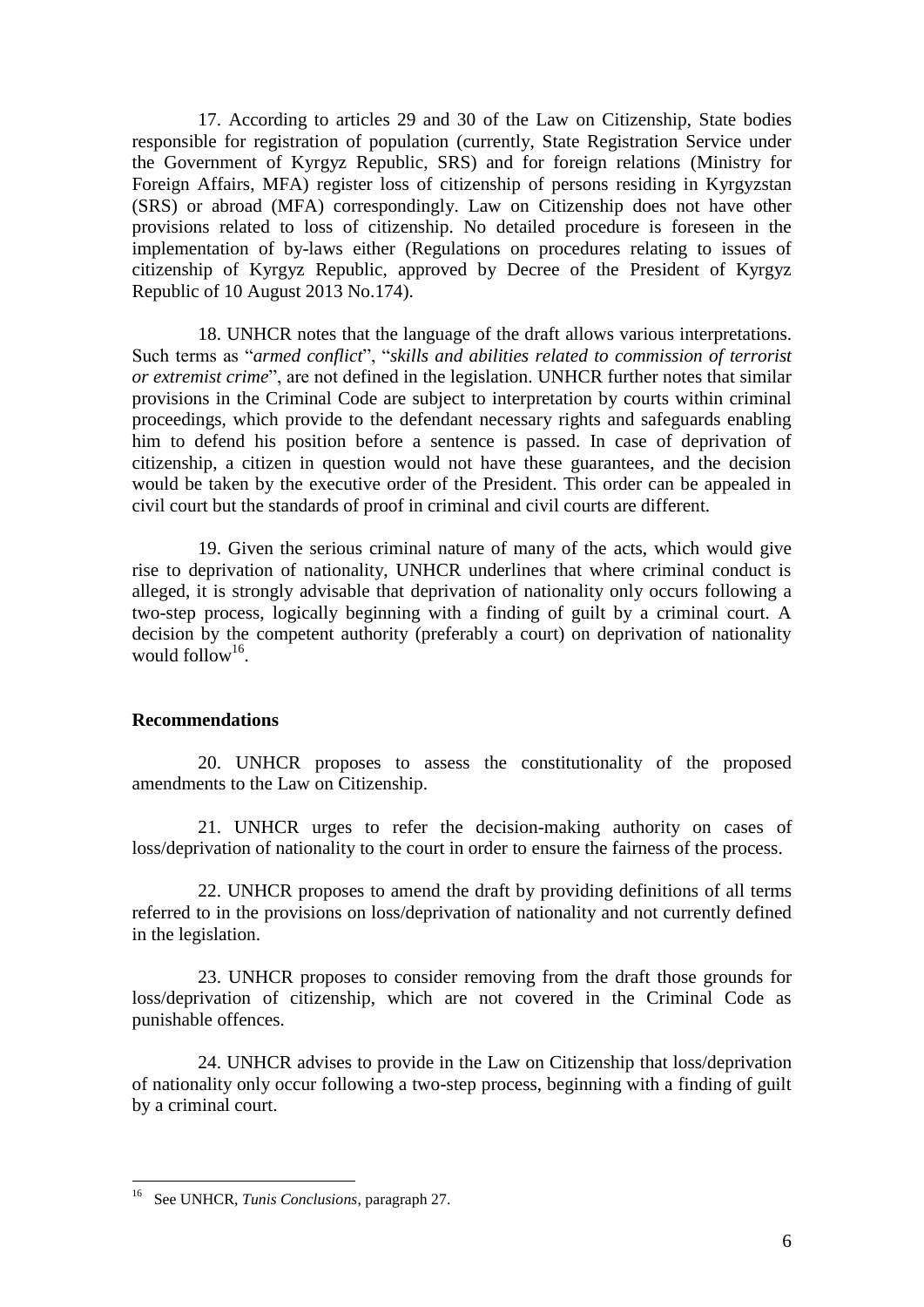17. According to articles 29 and 30 of the Law on Citizenship, State bodies responsible for registration of population (currently, State Registration Service under the Government of Kyrgyz Republic, SRS) and for foreign relations (Ministry for Foreign Affairs, MFA) register loss of citizenship of persons residing in Kyrgyzstan (SRS) or abroad (MFA) correspondingly. Law on Citizenship does not have other provisions related to loss of citizenship. No detailed procedure is foreseen in the implementation of by-laws either (Regulations on procedures relating to issues of citizenship of Kyrgyz Republic, approved by Decree of the President of Kyrgyz Republic of 10 August 2013 No.174).

18. UNHCR notes that the language of the draft allows various interpretations. Such terms as "*armed conflict*", "*skills and abilities related to commission of terrorist or extremist crime*", are not defined in the legislation. UNHCR further notes that similar provisions in the Criminal Code are subject to interpretation by courts within criminal proceedings, which provide to the defendant necessary rights and safeguards enabling him to defend his position before a sentence is passed. In case of deprivation of citizenship, a citizen in question would not have these guarantees, and the decision would be taken by the executive order of the President. This order can be appealed in civil court but the standards of proof in criminal and civil courts are different.

19. Given the serious criminal nature of many of the acts, which would give rise to deprivation of nationality, UNHCR underlines that where criminal conduct is alleged, it is strongly advisable that deprivation of nationality only occurs following a two-step process, logically beginning with a finding of guilt by a criminal court. A decision by the competent authority (preferably a court) on deprivation of nationality would follow[16].

**Recommendations**

20. UNHCR proposes to assess the constitutionality of the proposed amendments to the Law on Citizenship.

21. UNHCR urges to refer the decision-making authority on cases of loss/deprivation of nationality to the court in order to ensure the fairness of the process.

22. UNHCR proposes to amend the draft by providing definitions of all terms referred to in the provisions on loss/deprivation of nationality and not currently defined in the legislation.

23. UNHCR proposes to consider removing from the draft those grounds for loss/deprivation of citizenship, which are not covered in the Criminal Code as punishable offences.

24. UNHCR advises to provide in the Law on Citizenship that loss/deprivation of nationality only occur following a two-step process, beginning with a finding of guilt by a criminal court.

---

[16] See UNHCR, *Tunis Conclusions*, paragraph 27.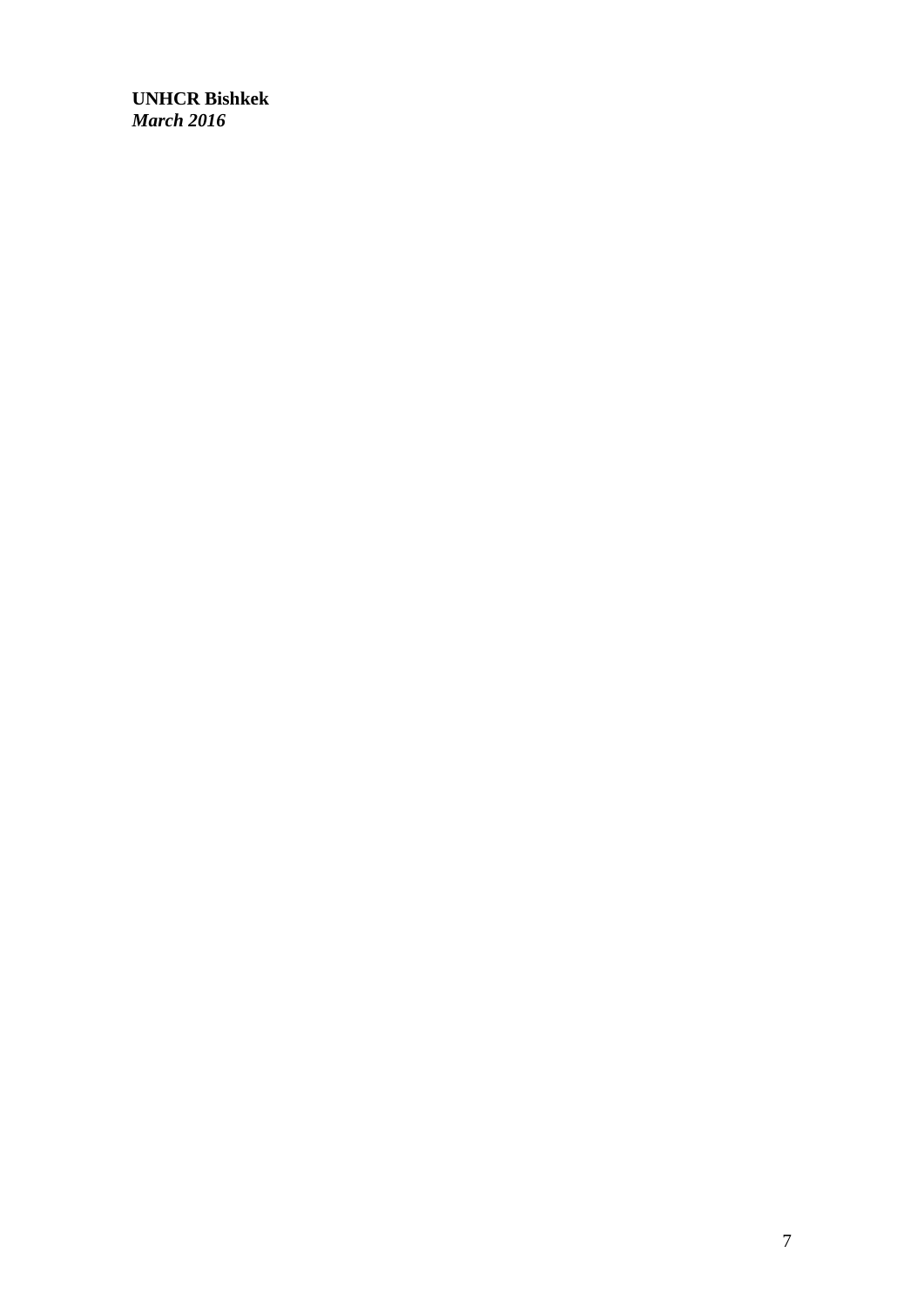**UNHCR Bishkek**
***March 2016***